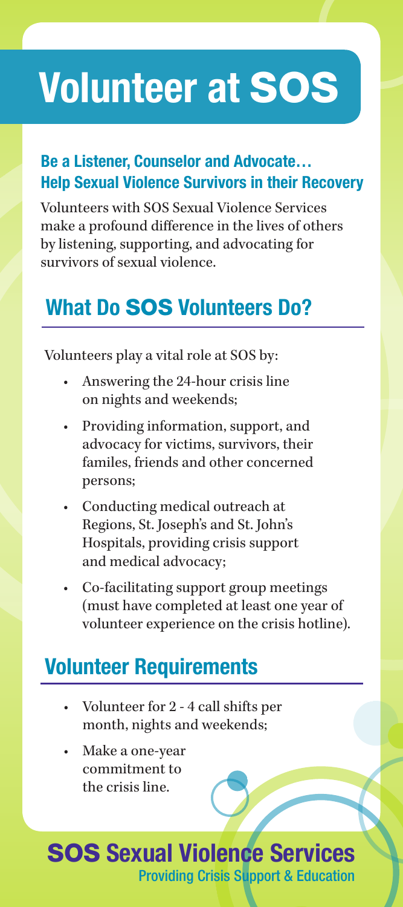# Volunteer at SOS

### Be a Listener, Counselor and Advocate… Help Sexual Violence Survivors in their Recovery

Volunteers with SOS Sexual Violence Services make a profound difference in the lives of others by listening, supporting, and advocating for survivors of sexual violence.

## What Do SOS Volunteers Do?

Volunteers play a vital role at SOS by:

- Answering the 24-hour crisis line on nights and weekends;
- Providing information, support, and advocacy for victims, survivors, their familes, friends and other concerned persons;
- Conducting medical outreach at Regions, St. Joseph's and St. John's Hospitals, providing crisis support and medical advocacy;
- Co-facilitating support group meetings (must have completed at least one year of volunteer experience on the crisis hotline).

## Volunteer Requirements

- Volunteer for 2 - 4 call shifts per month, nights and weekends;
- Make a one-year commitment to the crisis line.

**SOS Sexual Violence Services**
Providing Crisis Support & Education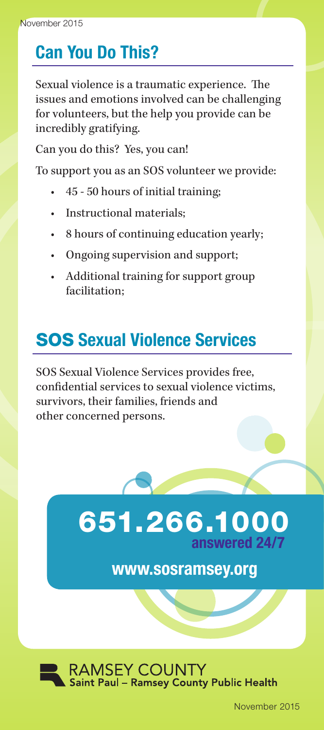## Can You Do This?

Sexual violence is a traumatic experience. The issues and emotions involved can be challenging for volunteers, but the help you provide can be incredibly gratifying.

Can you do this? Yes, you can!

To support you as an SOS volunteer we provide:

- 45 - 50 hours of initial training;
- Instructional materials;
- 8 hours of continuing education yearly;
- Ongoing supervision and support;
- Additional training for support group facilitation;

## SOS Sexual Violence Services

SOS Sexual Violence Services provides free, confidential services to sexual violence victims, survivors, their families, friends and other concerned persons.

**651.266.1000**
**answered 24/7**

**www.sosramsey.org**

RAMSEY COUNTY
Saint Paul – Ramsey County Public Health